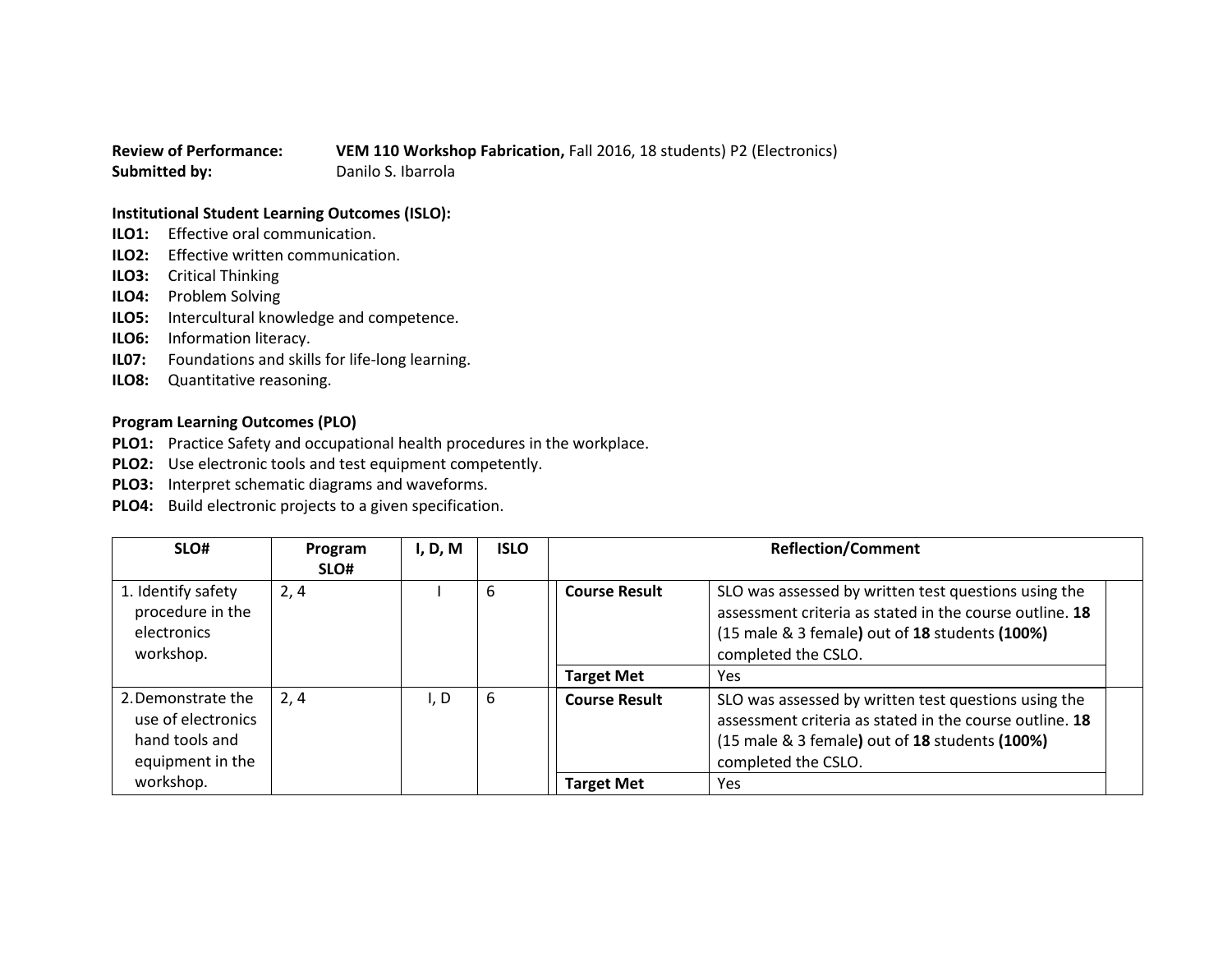**Review of Performance:** **VEM 110 Workshop Fabrication,** Fall 2016, 18 students) P2 (Electronics)
**Submitted by:** Danilo S. Ibarrola

**Institutional Student Learning Outcomes (ISLO):**

**ILO1:** Effective oral communication.
**ILO2:** Effective written communication.
**ILO3:** Critical Thinking
**ILO4:** Problem Solving
**ILO5:** Intercultural knowledge and competence.
**ILO6:** Information literacy.
**IL07:** Foundations and skills for life-long learning.
**ILO8:** Quantitative reasoning.

**Program Learning Outcomes (PLO)**

**PLO1:** Practice Safety and occupational health procedures in the workplace.
**PLO2:** Use electronic tools and test equipment competently.
**PLO3:** Interpret schematic diagrams and waveforms.
**PLO4:** Build electronic projects to a given specification.

| SLO# | Program SLO# | I, D, M | ISLO | Reflection/Comment | |
|---|---|---|---|---|---|
| 1. Identify safety procedure in the electronics workshop. | 2, 4 | I | 6 | **Course Result** | SLO was assessed by written test questions using the assessment criteria as stated in the course outline. **18** (15 male & 3 female**)** out of **18** students **(100%)** completed the CSLO. |
| | | | | **Target Met** | Yes |
| 2. Demonstrate the use of electronics hand tools and equipment in the workshop. | 2, 4 | I, D | 6 | **Course Result** | SLO was assessed by written test questions using the assessment criteria as stated in the course outline. **18** (15 male & 3 female**)** out of **18** students **(100%)** completed the CSLO. |
| | | | | **Target Met** | Yes |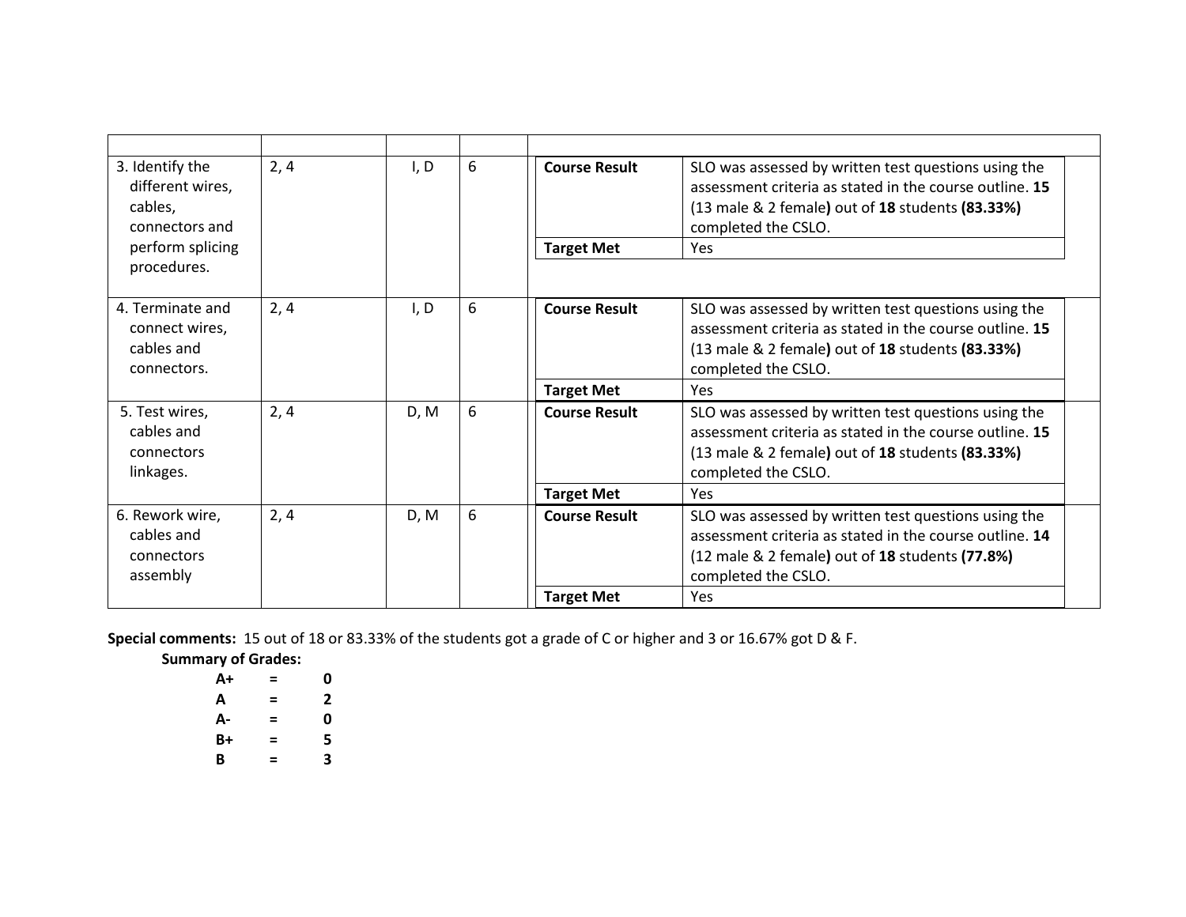| | | | | | |
|---|---|---|---|---|---|
| 3. Identify the different wires, cables, connectors and perform splicing procedures. | 2, 4 | I, D | 6 | **Course Result** | SLO was assessed by written test questions using the assessment criteria as stated in the course outline. **15** (13 male & 2 female**)** out of **18** students **(83.33%)** completed the CSLO. |
| | | | | **Target Met** | Yes |
| 4. Terminate and connect wires, cables and connectors. | 2, 4 | I, D | 6 | **Course Result** | SLO was assessed by written test questions using the assessment criteria as stated in the course outline. **15** (13 male & 2 female**)** out of **18** students **(83.33%)** completed the CSLO. |
| | | | | **Target Met** | Yes |
| 5. Test wires, cables and connectors linkages. | 2, 4 | D, M | 6 | **Course Result** | SLO was assessed by written test questions using the assessment criteria as stated in the course outline. **15** (13 male & 2 female**)** out of **18** students **(83.33%)** completed the CSLO. |
| | | | | **Target Met** | Yes |
| 6. Rework wire, cables and connectors assembly | 2, 4 | D, M | 6 | **Course Result** | SLO was assessed by written test questions using the assessment criteria as stated in the course outline. **14** (12 male & 2 female**)** out of **18** students **(77.8%)** completed the CSLO. |
| | | | | **Target Met** | Yes |

**Special comments:** 15 out of 18 or 83.33% of the students got a grade of C or higher and 3 or 16.67% got D & F.

**Summary of Grades:**

| | | |
|---|---|---|
| **A+** | **=** | **0** |
| **A** | **=** | **2** |
| **A-** | **=** | **0** |
| **B+** | **=** | **5** |
| **B** | **=** | **3** |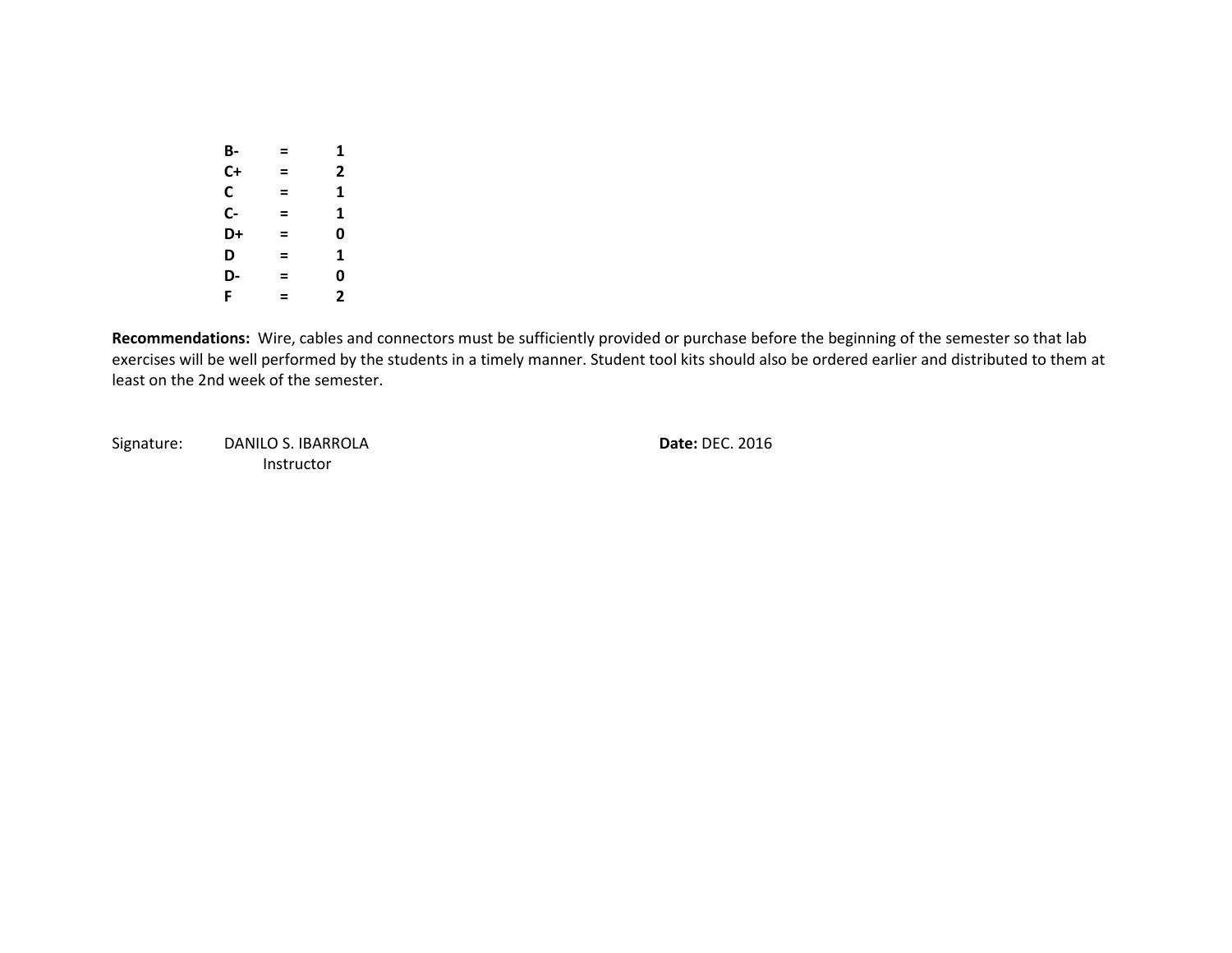| | | |
|---|---|---|
| **B-** | **=** | **1** |
| **C+** | **=** | **2** |
| **C** | **=** | **1** |
| **C-** | **=** | **1** |
| **D+** | **=** | **0** |
| **D** | **=** | **1** |
| **D-** | **=** | **0** |
| **F** | **=** | **2** |

**Recommendations:** Wire, cables and connectors must be sufficiently provided or purchase before the beginning of the semester so that lab exercises will be well performed by the students in a timely manner. Student tool kits should also be ordered earlier and distributed to them at least on the 2nd week of the semester.

Signature: DANILO S. IBARROLA
Instructor

**Date:** DEC. 2016